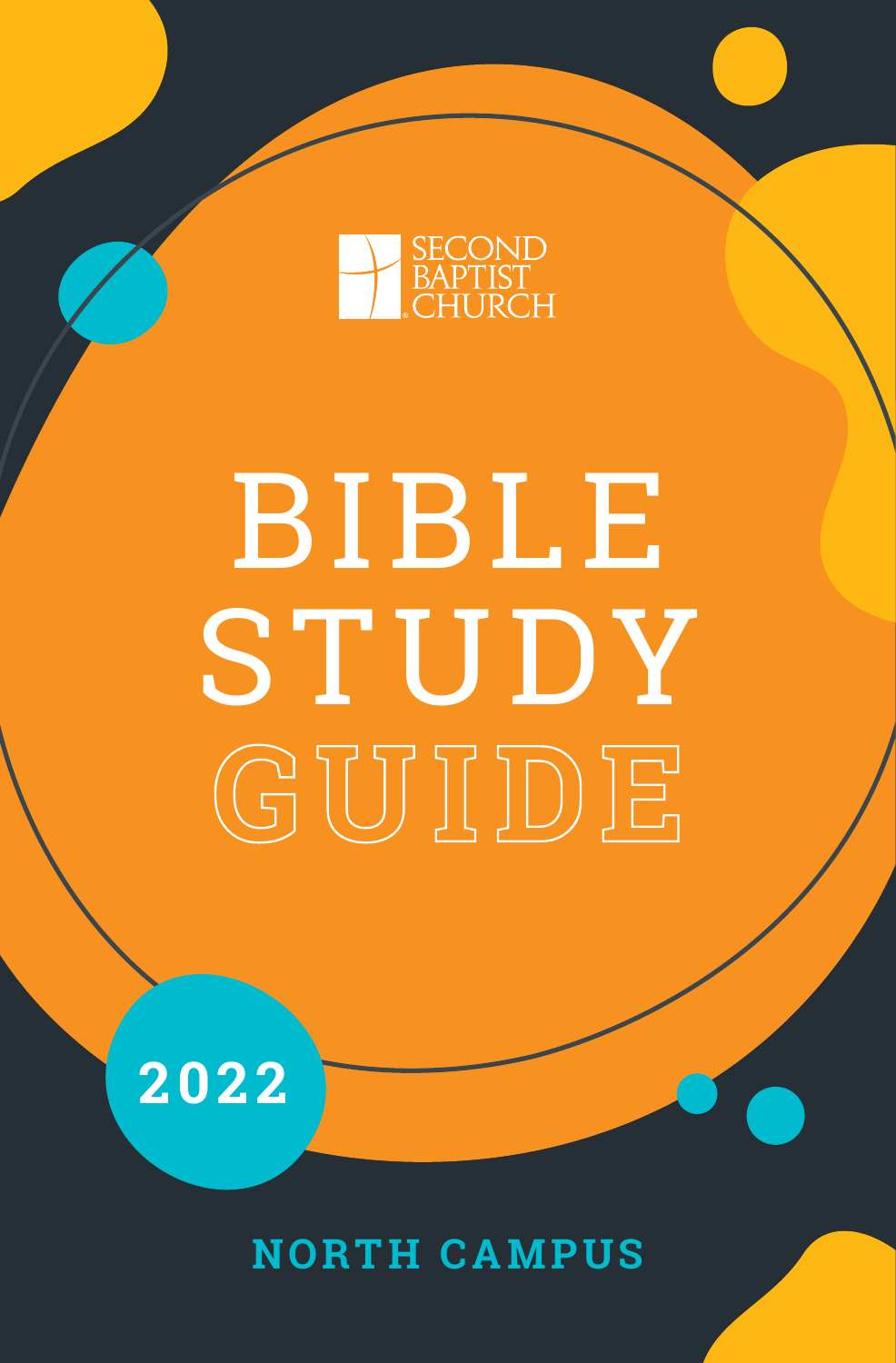SECOND BAPTIST CHURCH

# BIBLE STUDY GUIDE

2022

NORTH CAMPUS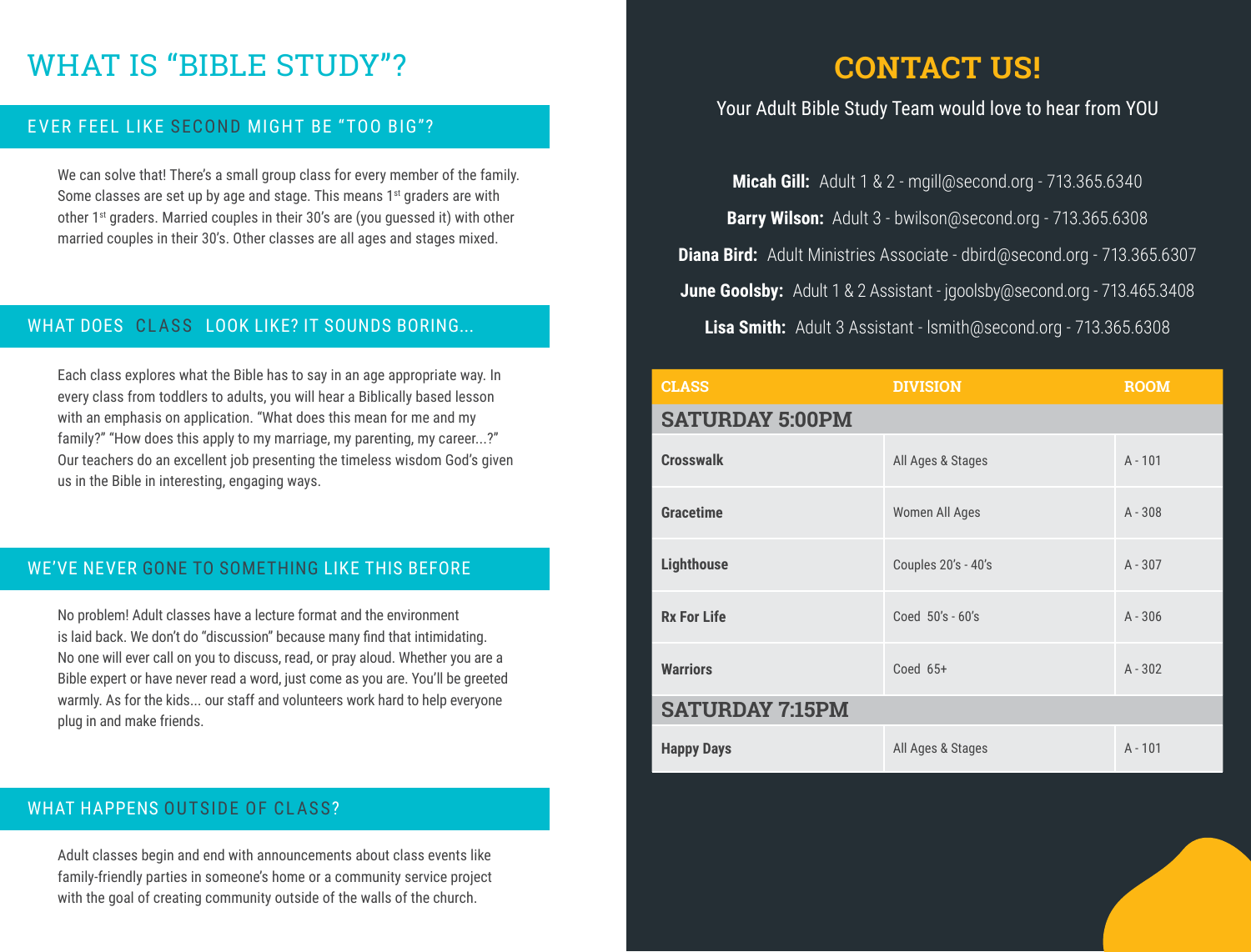# WHAT IS "BIBLE STUDY"?

## EVER FEEL LIKE SECOND MIGHT BE "TOO BIG"?

We can solve that! There's a small group class for every member of the family. Some classes are set up by age and stage. This means 1st graders are with other 1st graders. Married couples in their 30's are (you guessed it) with other married couples in their 30's. Other classes are all ages and stages mixed.

## WHAT DOES CLASS LOOK LIKE? IT SOUNDS BORING...

Each class explores what the Bible has to say in an age appropriate way. In every class from toddlers to adults, you will hear a Biblically based lesson with an emphasis on application. "What does this mean for me and my family?" "How does this apply to my marriage, my parenting, my career...?" Our teachers do an excellent job presenting the timeless wisdom God's given us in the Bible in interesting, engaging ways.

## WE'VE NEVER GONE TO SOMETHING LIKE THIS BEFORE

No problem! Adult classes have a lecture format and the environment is laid back. We don't do "discussion" because many find that intimidating. No one will ever call on you to discuss, read, or pray aloud. Whether you are a Bible expert or have never read a word, just come as you are. You'll be greeted warmly. As for the kids... our staff and volunteers work hard to help everyone plug in and make friends.

## WHAT HAPPENS OUTSIDE OF CLASS?

Adult classes begin and end with announcements about class events like family-friendly parties in someone's home or a community service project with the goal of creating community outside of the walls of the church.

# CONTACT US!

Your Adult Bible Study Team would love to hear from YOU

**Micah Gill:** Adult 1 & 2 - mgill@second.org - 713.365.6340

**Barry Wilson:** Adult 3 - bwilson@second.org - 713.365.6308

**Diana Bird:** Adult Ministries Associate - dbird@second.org - 713.365.6307

**June Goolsby:** Adult 1 & 2 Assistant - jgoolsby@second.org - 713.465.3408

**Lisa Smith:** Adult 3 Assistant - lsmith@second.org - 713.365.6308

| CLASS | DIVISION | ROOM |
|---|---|---|
| **SATURDAY 5:00PM** | | |
| **Crosswalk** | All Ages & Stages | A - 101 |
| **Gracetime** | Women All Ages | A - 308 |
| **Lighthouse** | Couples 20's - 40's | A - 307 |
| **Rx For Life** | Coed 50's - 60's | A - 306 |
| **Warriors** | Coed 65+ | A - 302 |
| **SATURDAY 7:15PM** | | |
| **Happy Days** | All Ages & Stages | A - 101 |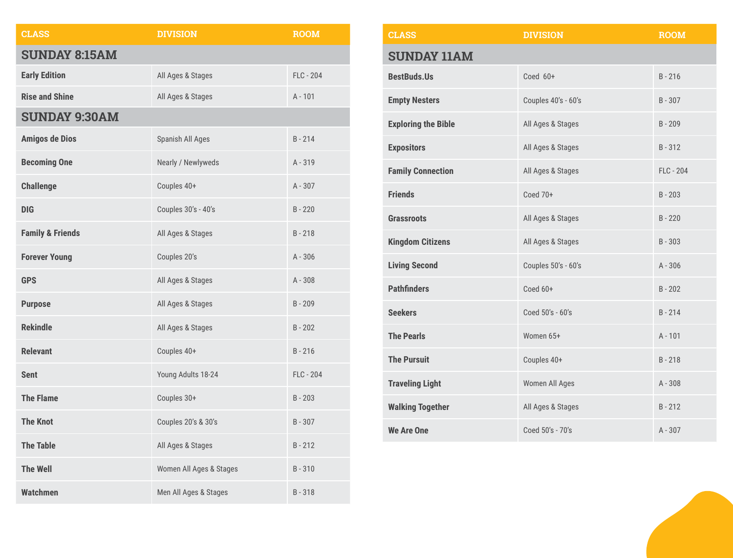| CLASS | DIVISION | ROOM |
|---|---|---|
| **SUNDAY 8:15AM** | | |
| **Early Edition** | All Ages & Stages | FLC - 204 |
| **Rise and Shine** | All Ages & Stages | A - 101 |
| **SUNDAY 9:30AM** | | |
| **Amigos de Dios** | Spanish All Ages | B - 214 |
| **Becoming One** | Nearly / Newlyweds | A - 319 |
| **Challenge** | Couples 40+ | A - 307 |
| **DIG** | Couples 30's - 40's | B - 220 |
| **Family & Friends** | All Ages & Stages | B - 218 |
| **Forever Young** | Couples 20's | A - 306 |
| **GPS** | All Ages & Stages | A - 308 |
| **Purpose** | All Ages & Stages | B - 209 |
| **Rekindle** | All Ages & Stages | B - 202 |
| **Relevant** | Couples 40+ | B - 216 |
| **Sent** | Young Adults 18-24 | FLC - 204 |
| **The Flame** | Couples 30+ | B - 203 |
| **The Knot** | Couples 20's & 30's | B - 307 |
| **The Table** | All Ages & Stages | B - 212 |
| **The Well** | Women All Ages & Stages | B - 310 |
| **Watchmen** | Men All Ages & Stages | B - 318 |

| CLASS | DIVISION | ROOM |
|---|---|---|
| **SUNDAY 11AM** | | |
| **BestBuds.Us** | Coed 60+ | B - 216 |
| **Empty Nesters** | Couples 40's - 60's | B - 307 |
| **Exploring the Bible** | All Ages & Stages | B - 209 |
| **Expositors** | All Ages & Stages | B - 312 |
| **Family Connection** | All Ages & Stages | FLC - 204 |
| **Friends** | Coed 70+ | B - 203 |
| **Grassroots** | All Ages & Stages | B - 220 |
| **Kingdom Citizens** | All Ages & Stages | B - 303 |
| **Living Second** | Couples 50's - 60's | A - 306 |
| **Pathfinders** | Coed 60+ | B - 202 |
| **Seekers** | Coed 50's - 60's | B - 214 |
| **The Pearls** | Women 65+ | A - 101 |
| **The Pursuit** | Couples 40+ | B - 218 |
| **Traveling Light** | Women All Ages | A - 308 |
| **Walking Together** | All Ages & Stages | B - 212 |
| **We Are One** | Coed 50's - 70's | A - 307 |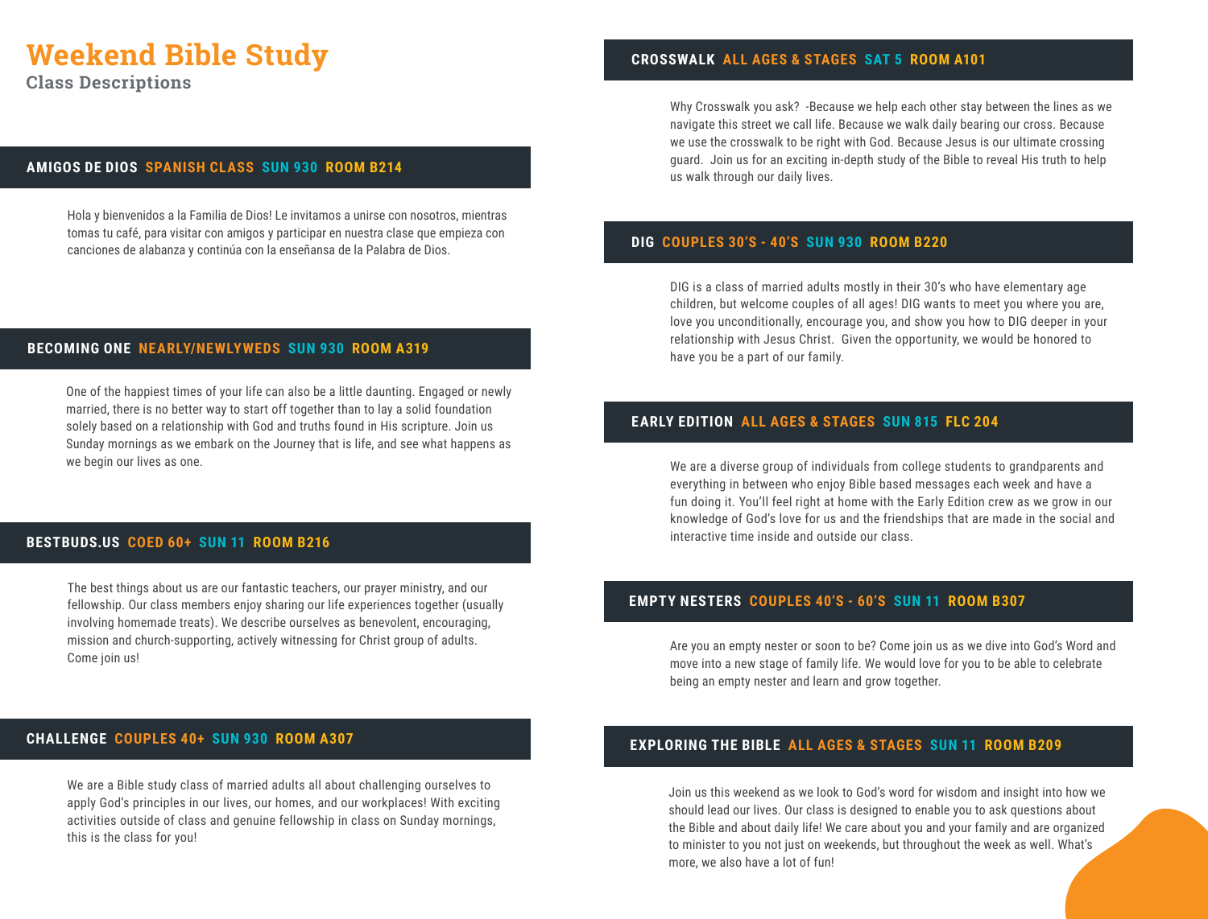# Weekend Bible Study

**Class Descriptions**

### AMIGOS DE DIOS  SPANISH CLASS  SUN 930  ROOM B214

Hola y bienvenidos a la Familia de Dios! Le invitamos a unirse con nosotros, mientras tomas tu café, para visitar con amigos y participar en nuestra clase que empieza con canciones de alabanza y continúa con la enseñansa de la Palabra de Dios.

### BECOMING ONE  NEARLY/NEWLYWEDS  SUN 930  ROOM A319

One of the happiest times of your life can also be a little daunting. Engaged or newly married, there is no better way to start off together than to lay a solid foundation solely based on a relationship with God and truths found in His scripture. Join us Sunday mornings as we embark on the Journey that is life, and see what happens as we begin our lives as one.

### BESTBUDS.US  COED 60+  SUN 11  ROOM B216

The best things about us are our fantastic teachers, our prayer ministry, and our fellowship. Our class members enjoy sharing our life experiences together (usually involving homemade treats). We describe ourselves as benevolent, encouraging, mission and church-supporting, actively witnessing for Christ group of adults. Come join us!

### CHALLENGE  COUPLES 40+  SUN 930  ROOM A307

We are a Bible study class of married adults all about challenging ourselves to apply God's principles in our lives, our homes, and our workplaces! With exciting activities outside of class and genuine fellowship in class on Sunday mornings, this is the class for you!

### CROSSWALK  ALL AGES & STAGES  SAT 5  ROOM A101

Why Crosswalk you ask? -Because we help each other stay between the lines as we navigate this street we call life. Because we walk daily bearing our cross. Because we use the crosswalk to be right with God. Because Jesus is our ultimate crossing guard. Join us for an exciting in-depth study of the Bible to reveal His truth to help us walk through our daily lives.

### DIG  COUPLES 30'S - 40'S  SUN 930  ROOM B220

DIG is a class of married adults mostly in their 30's who have elementary age children, but welcome couples of all ages! DIG wants to meet you where you are, love you unconditionally, encourage you, and show you how to DIG deeper in your relationship with Jesus Christ. Given the opportunity, we would be honored to have you be a part of our family.

### EARLY EDITION  ALL AGES & STAGES  SUN 815  FLC 204

We are a diverse group of individuals from college students to grandparents and everything in between who enjoy Bible based messages each week and have a fun doing it. You'll feel right at home with the Early Edition crew as we grow in our knowledge of God's love for us and the friendships that are made in the social and interactive time inside and outside our class.

### EMPTY NESTERS  COUPLES 40'S - 60'S  SUN 11  ROOM B307

Are you an empty nester or soon to be? Come join us as we dive into God's Word and move into a new stage of family life. We would love for you to be able to celebrate being an empty nester and learn and grow together.

### EXPLORING THE BIBLE  ALL AGES & STAGES  SUN 11  ROOM B209

Join us this weekend as we look to God's word for wisdom and insight into how we should lead our lives. Our class is designed to enable you to ask questions about the Bible and about daily life! We care about you and your family and are organized to minister to you not just on weekends, but throughout the week as well. What's more, we also have a lot of fun!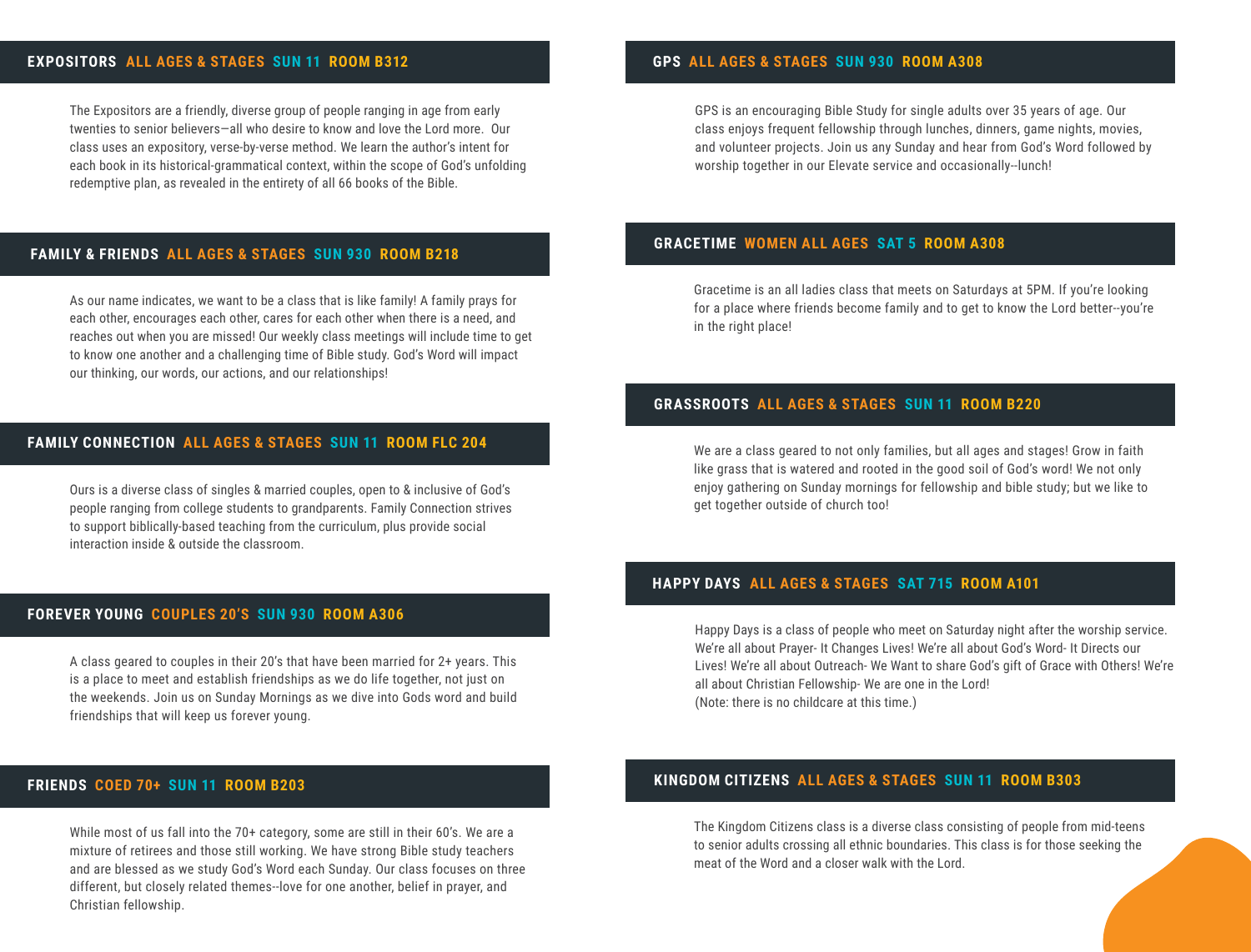## EXPOSITORS ALL AGES & STAGES SUN 11 ROOM B312

The Expositors are a friendly, diverse group of people ranging in age from early twenties to senior believers—all who desire to know and love the Lord more. Our class uses an expository, verse-by-verse method. We learn the author's intent for each book in its historical-grammatical context, within the scope of God's unfolding redemptive plan, as revealed in the entirety of all 66 books of the Bible.

## FAMILY & FRIENDS ALL AGES & STAGES SUN 930 ROOM B218

As our name indicates, we want to be a class that is like family! A family prays for each other, encourages each other, cares for each other when there is a need, and reaches out when you are missed! Our weekly class meetings will include time to get to know one another and a challenging time of Bible study. God's Word will impact our thinking, our words, our actions, and our relationships!

## FAMILY CONNECTION ALL AGES & STAGES SUN 11 ROOM FLC 204

Ours is a diverse class of singles & married couples, open to & inclusive of God's people ranging from college students to grandparents. Family Connection strives to support biblically-based teaching from the curriculum, plus provide social interaction inside & outside the classroom.

## FOREVER YOUNG COUPLES 20'S SUN 930 ROOM A306

A class geared to couples in their 20's that have been married for 2+ years. This is a place to meet and establish friendships as we do life together, not just on the weekends. Join us on Sunday Mornings as we dive into Gods word and build friendships that will keep us forever young.

## FRIENDS COED 70+ SUN 11 ROOM B203

While most of us fall into the 70+ category, some are still in their 60's. We are a mixture of retirees and those still working. We have strong Bible study teachers and are blessed as we study God's Word each Sunday. Our class focuses on three different, but closely related themes--love for one another, belief in prayer, and Christian fellowship.

## GPS ALL AGES & STAGES SUN 930 ROOM A308

GPS is an encouraging Bible Study for single adults over 35 years of age. Our class enjoys frequent fellowship through lunches, dinners, game nights, movies, and volunteer projects. Join us any Sunday and hear from God's Word followed by worship together in our Elevate service and occasionally--lunch!

## GRACETIME WOMEN ALL AGES SAT 5 ROOM A308

Gracetime is an all ladies class that meets on Saturdays at 5PM. If you're looking for a place where friends become family and to get to know the Lord better--you're in the right place!

## GRASSROOTS ALL AGES & STAGES SUN 11 ROOM B220

We are a class geared to not only families, but all ages and stages! Grow in faith like grass that is watered and rooted in the good soil of God's word! We not only enjoy gathering on Sunday mornings for fellowship and bible study; but we like to get together outside of church too!

## HAPPY DAYS ALL AGES & STAGES SAT 715 ROOM A101

Happy Days is a class of people who meet on Saturday night after the worship service. We're all about Prayer- It Changes Lives! We're all about God's Word- It Directs our Lives! We're all about Outreach- We Want to share God's gift of Grace with Others! We're all about Christian Fellowship- We are one in the Lord!
(Note: there is no childcare at this time.)

## KINGDOM CITIZENS ALL AGES & STAGES SUN 11 ROOM B303

The Kingdom Citizens class is a diverse class consisting of people from mid-teens to senior adults crossing all ethnic boundaries. This class is for those seeking the meat of the Word and a closer walk with the Lord.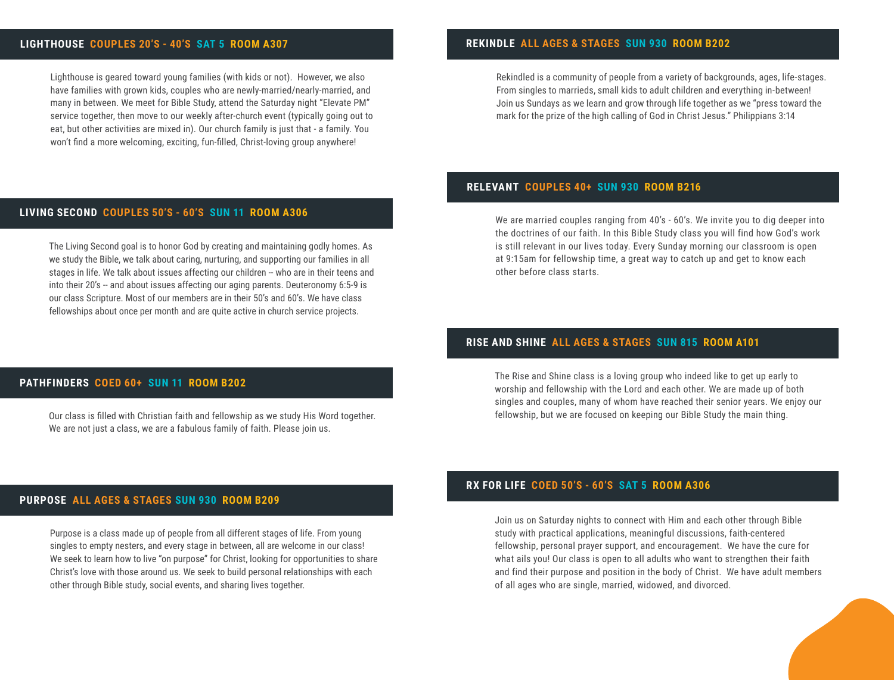## LIGHTHOUSE COUPLES 20'S - 40'S SAT 5 ROOM A307

Lighthouse is geared toward young families (with kids or not). However, we also have families with grown kids, couples who are newly-married/nearly-married, and many in between. We meet for Bible Study, attend the Saturday night "Elevate PM" service together, then move to our weekly after-church event (typically going out to eat, but other activities are mixed in). Our church family is just that - a family. You won't find a more welcoming, exciting, fun-filled, Christ-loving group anywhere!

## LIVING SECOND COUPLES 50'S - 60'S SUN 11 ROOM A306

The Living Second goal is to honor God by creating and maintaining godly homes. As we study the Bible, we talk about caring, nurturing, and supporting our families in all stages in life. We talk about issues affecting our children -- who are in their teens and into their 20's -- and about issues affecting our aging parents. Deuteronomy 6:5-9 is our class Scripture. Most of our members are in their 50's and 60's. We have class fellowships about once per month and are quite active in church service projects.

## PATHFINDERS COED 60+ SUN 11 ROOM B202

Our class is filled with Christian faith and fellowship as we study His Word together. We are not just a class, we are a fabulous family of faith. Please join us.

## PURPOSE ALL AGES & STAGES SUN 930 ROOM B209

Purpose is a class made up of people from all different stages of life. From young singles to empty nesters, and every stage in between, all are welcome in our class! We seek to learn how to live "on purpose" for Christ, looking for opportunities to share Christ's love with those around us. We seek to build personal relationships with each other through Bible study, social events, and sharing lives together.

## REKINDLE ALL AGES & STAGES SUN 930 ROOM B202

Rekindled is a community of people from a variety of backgrounds, ages, life-stages. From singles to marrieds, small kids to adult children and everything in-between! Join us Sundays as we learn and grow through life together as we "press toward the mark for the prize of the high calling of God in Christ Jesus." Philippians 3:14

## RELEVANT COUPLES 40+ SUN 930 ROOM B216

We are married couples ranging from 40's - 60's. We invite you to dig deeper into the doctrines of our faith. In this Bible Study class you will find how God's work is still relevant in our lives today. Every Sunday morning our classroom is open at 9:15am for fellowship time, a great way to catch up and get to know each other before class starts.

## RISE AND SHINE ALL AGES & STAGES SUN 815 ROOM A101

The Rise and Shine class is a loving group who indeed like to get up early to worship and fellowship with the Lord and each other. We are made up of both singles and couples, many of whom have reached their senior years. We enjoy our fellowship, but we are focused on keeping our Bible Study the main thing.

## RX FOR LIFE COED 50'S - 60'S SAT 5 ROOM A306

Join us on Saturday nights to connect with Him and each other through Bible study with practical applications, meaningful discussions, faith-centered fellowship, personal prayer support, and encouragement. We have the cure for what ails you! Our class is open to all adults who want to strengthen their faith and find their purpose and position in the body of Christ. We have adult members of all ages who are single, married, widowed, and divorced.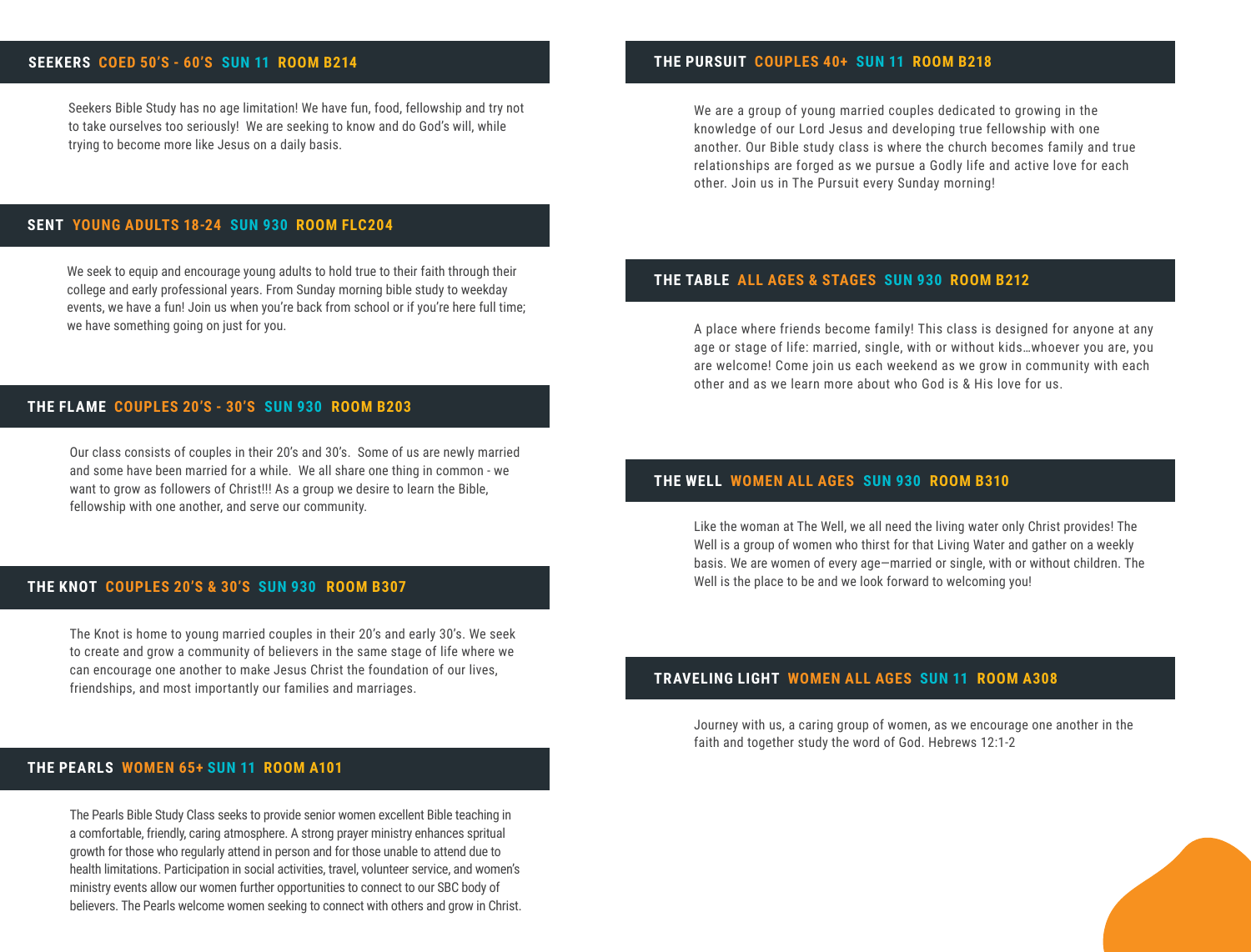## SEEKERS COED 50'S - 60'S SUN 11 ROOM B214

Seekers Bible Study has no age limitation! We have fun, food, fellowship and try not to take ourselves too seriously! We are seeking to know and do God's will, while trying to become more like Jesus on a daily basis.

## SENT YOUNG ADULTS 18-24 SUN 930 ROOM FLC204

We seek to equip and encourage young adults to hold true to their faith through their college and early professional years. From Sunday morning bible study to weekday events, we have a fun! Join us when you're back from school or if you're here full time; we have something going on just for you.

## THE FLAME COUPLES 20'S - 30'S SUN 930 ROOM B203

Our class consists of couples in their 20's and 30's. Some of us are newly married and some have been married for a while. We all share one thing in common - we want to grow as followers of Christ!!! As a group we desire to learn the Bible, fellowship with one another, and serve our community.

## THE KNOT COUPLES 20'S & 30'S SUN 930 ROOM B307

The Knot is home to young married couples in their 20's and early 30's. We seek to create and grow a community of believers in the same stage of life where we can encourage one another to make Jesus Christ the foundation of our lives, friendships, and most importantly our families and marriages.

## THE PEARLS WOMEN 65+ SUN 11 ROOM A101

The Pearls Bible Study Class seeks to provide senior women excellent Bible teaching in a comfortable, friendly, caring atmosphere. A strong prayer ministry enhances spritual growth for those who regularly attend in person and for those unable to attend due to health limitations. Participation in social activities, travel, volunteer service, and women's ministry events allow our women further opportunities to connect to our SBC body of believers. The Pearls welcome women seeking to connect with others and grow in Christ.

## THE PURSUIT COUPLES 40+ SUN 11 ROOM B218

We are a group of young married couples dedicated to growing in the knowledge of our Lord Jesus and developing true fellowship with one another. Our Bible study class is where the church becomes family and true relationships are forged as we pursue a Godly life and active love for each other. Join us in The Pursuit every Sunday morning!

## THE TABLE ALL AGES & STAGES SUN 930 ROOM B212

A place where friends become family! This class is designed for anyone at any age or stage of life: married, single, with or without kids…whoever you are, you are welcome! Come join us each weekend as we grow in community with each other and as we learn more about who God is & His love for us.

## THE WELL WOMEN ALL AGES SUN 930 ROOM B310

Like the woman at The Well, we all need the living water only Christ provides! The Well is a group of women who thirst for that Living Water and gather on a weekly basis. We are women of every age—married or single, with or without children. The Well is the place to be and we look forward to welcoming you!

## TRAVELING LIGHT WOMEN ALL AGES SUN 11 ROOM A308

Journey with us, a caring group of women, as we encourage one another in the faith and together study the word of God. Hebrews 12:1-2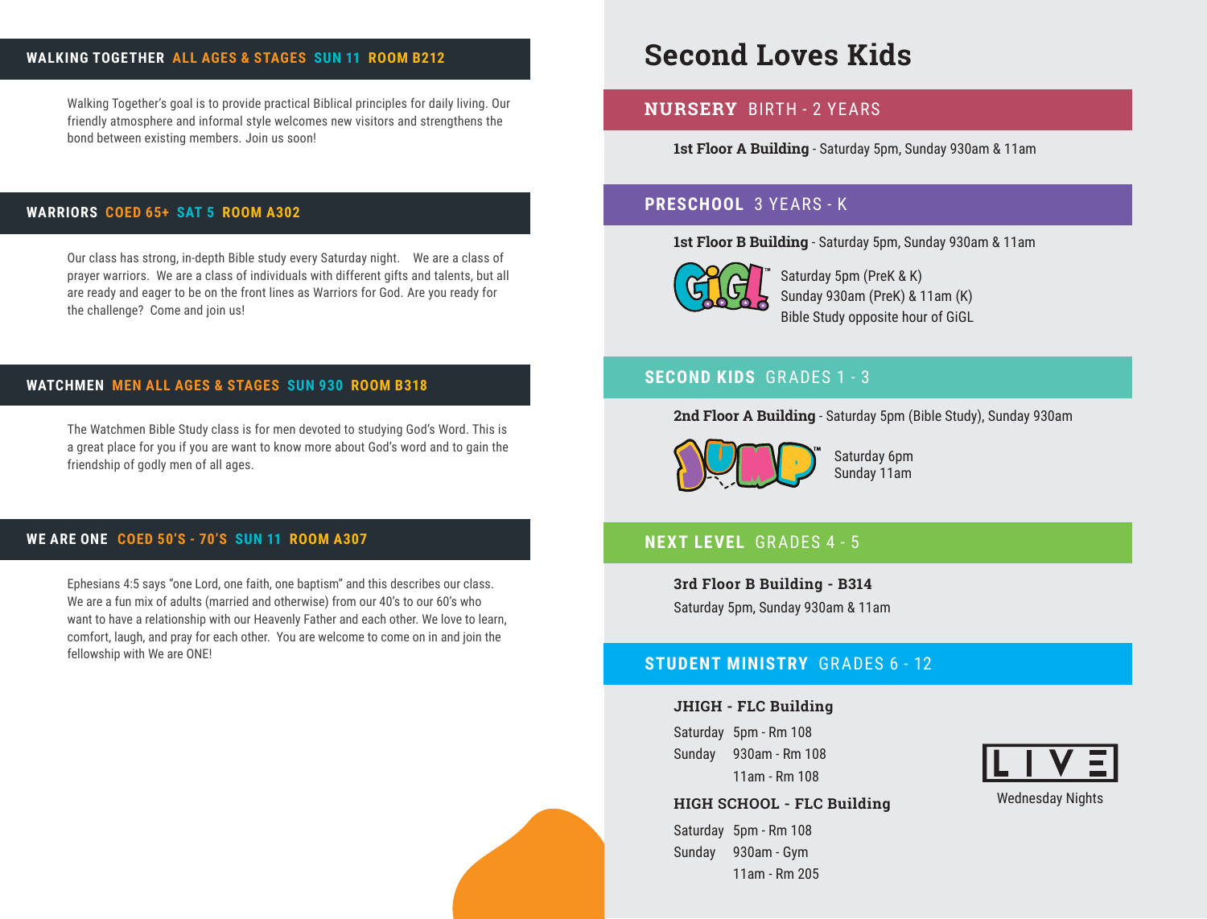## WALKING TOGETHER ALL AGES & STAGES SUN 11 ROOM B212

Walking Together's goal is to provide practical Biblical principles for daily living. Our friendly atmosphere and informal style welcomes new visitors and strengthens the bond between existing members. Join us soon!

## WARRIORS COED 65+ SAT 5 ROOM A302

Our class has strong, in-depth Bible study every Saturday night. We are a class of prayer warriors. We are a class of individuals with different gifts and talents, but all are ready and eager to be on the front lines as Warriors for God. Are you ready for the challenge? Come and join us!

## WATCHMEN MEN ALL AGES & STAGES SUN 930 ROOM B318

The Watchmen Bible Study class is for men devoted to studying God's Word. This is a great place for you if you are want to know more about God's word and to gain the friendship of godly men of all ages.

## WE ARE ONE COED 50'S - 70'S SUN 11 ROOM A307

Ephesians 4:5 says "one Lord, one faith, one baptism" and this describes our class. We are a fun mix of adults (married and otherwise) from our 40's to our 60's who want to have a relationship with our Heavenly Father and each other. We love to learn, comfort, laugh, and pray for each other. You are welcome to come on in and join the fellowship with We are ONE!

# Second Loves Kids

## NURSERY BIRTH - 2 YEARS

**1st Floor A Building** - Saturday 5pm, Sunday 930am & 11am

## PRESCHOOL 3 YEARS - K

**1st Floor B Building** - Saturday 5pm, Sunday 930am & 11am

GiGL™
Saturday 5pm (PreK & K)
Sunday 930am (PreK) & 11am (K)
Bible Study opposite hour of GiGL

## SECOND KIDS GRADES 1 - 3

**2nd Floor A Building** - Saturday 5pm (Bible Study), Sunday 930am

JUMP™
Saturday 6pm
Sunday 11am

## NEXT LEVEL GRADES 4 - 5

**3rd Floor B Building - B314**
Saturday 5pm, Sunday 930am & 11am

## STUDENT MINISTRY GRADES 6 - 12

**JHIGH - FLC Building**

Saturday 5pm - Rm 108
Sunday 930am - Rm 108
11am - Rm 108

**HIGH SCHOOL - FLC Building**

Saturday 5pm - Rm 108
Sunday 930am - Gym
11am - Rm 205

LIVE
Wednesday Nights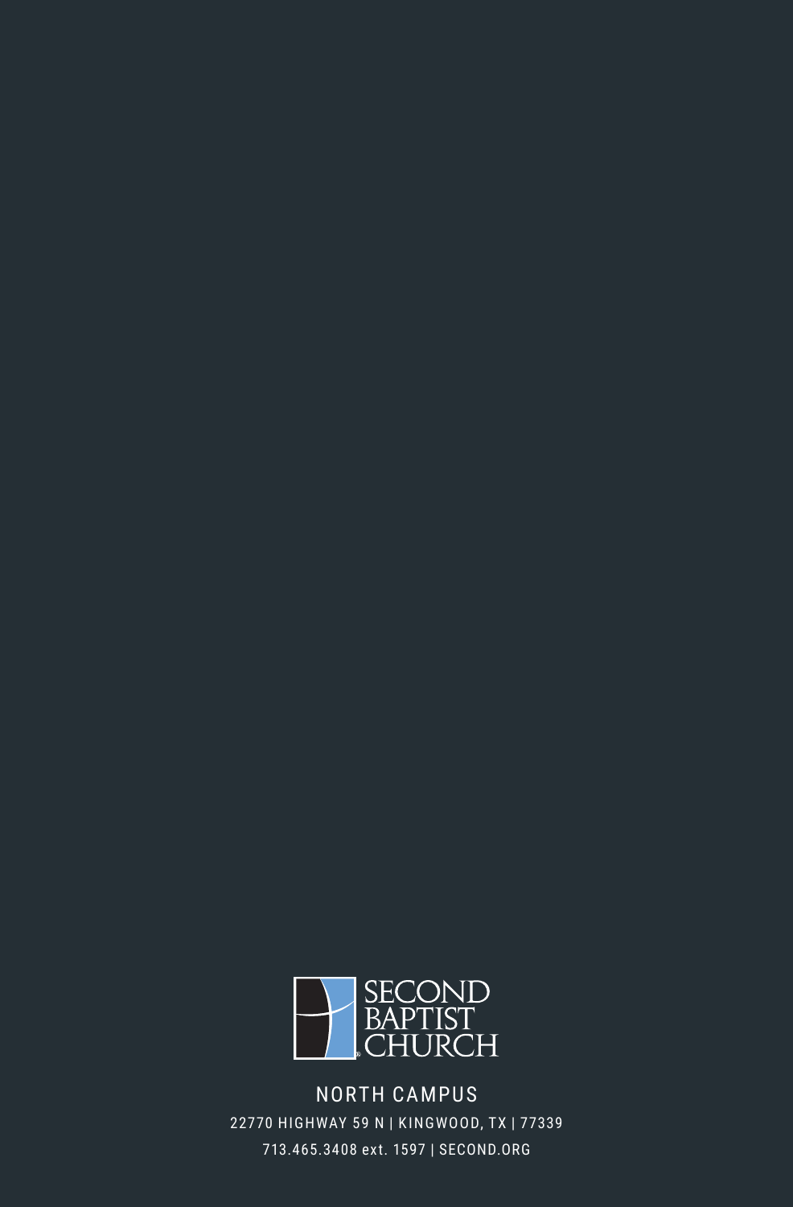SECOND BAPTIST CHURCH

NORTH CAMPUS

22770 HIGHWAY 59 N | KINGWOOD, TX | 77339

713.465.3408 ext. 1597 | SECOND.ORG